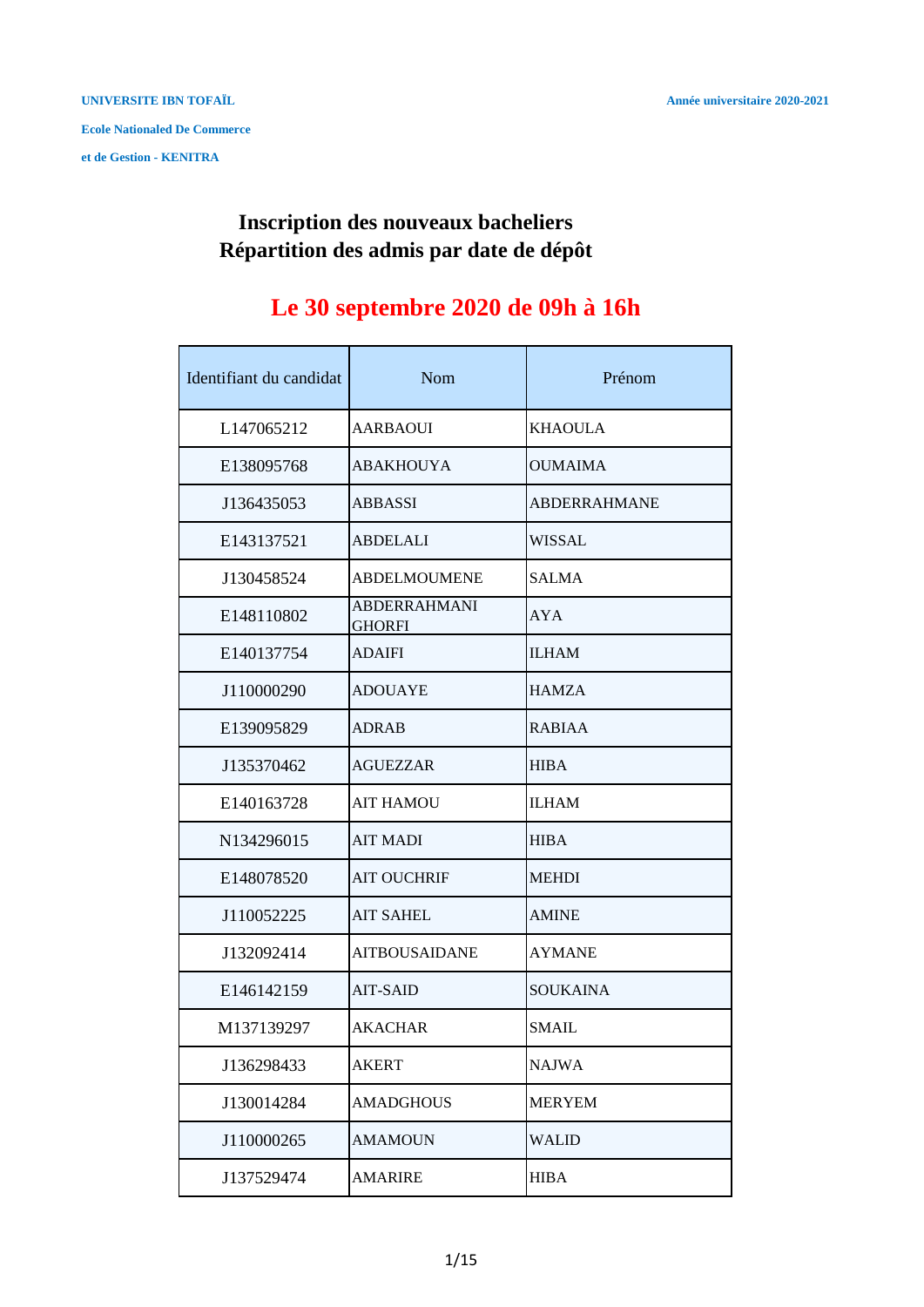UNIVERSITE IBN TOFAÏL

Ecole Nationaled De Commerce

et de Gestion - KENITRA

Année universitaire 2020-2021

# Inscription des nouveaux bacheliers
# Répartition des admis par date de dépôt

## Le 30 septembre 2020 de 09h à 16h

| Identifiant du candidat | Nom | Prénom |
|---|---|---|
| L147065212 | AARBAOUI | KHAOULA |
| E138095768 | ABAKHOUYA | OUMAIMA |
| J136435053 | ABBASSI | ABDERRAHMANE |
| E143137521 | ABDELALI | WISSAL |
| J130458524 | ABDELMOUMENE | SALMA |
| E148110802 | ABDERRAHMANI GHORFI | AYA |
| E140137754 | ADAIFI | ILHAM |
| J110000290 | ADOUAYE | HAMZA |
| E139095829 | ADRAB | RABIAA |
| J135370462 | AGUEZZAR | HIBA |
| E140163728 | AIT HAMOU | ILHAM |
| N134296015 | AIT MADI | HIBA |
| E148078520 | AIT OUCHRIF | MEHDI |
| J110052225 | AIT SAHEL | AMINE |
| J132092414 | AITBOUSAIDANE | AYMANE |
| E146142159 | AIT-SAID | SOUKAINA |
| M137139297 | AKACHAR | SMAIL |
| J136298433 | AKERT | NAJWA |
| J130014284 | AMADGHOUS | MERYEM |
| J110000265 | AMAMOUN | WALID |
| J137529474 | AMARIRE | HIBA |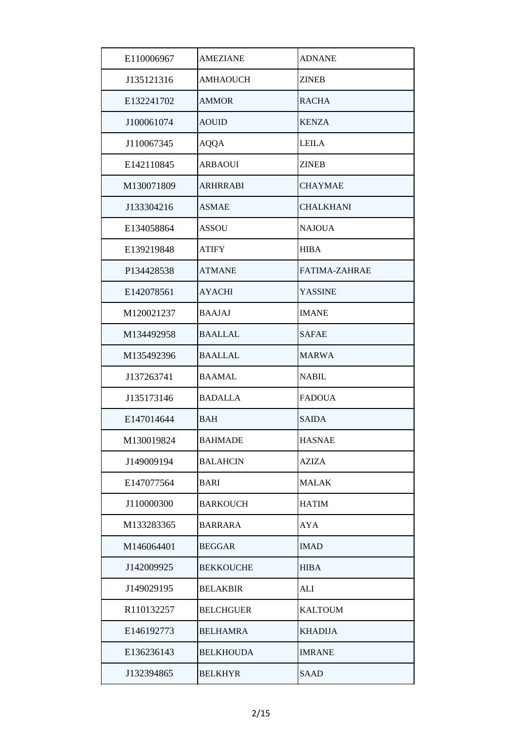| | | |
|---|---|---|
| E110006967 | AMEZIANE | ADNANE |
| J135121316 | AMHAOUCH | ZINEB |
| E132241702 | AMMOR | RACHA |
| J100061074 | AOUID | KENZA |
| J110067345 | AQQA | LEILA |
| E142110845 | ARBAOUI | ZINEB |
| M130071809 | ARHRRABI | CHAYMAE |
| J133304216 | ASMAE | CHALKHANI |
| E134058864 | ASSOU | NAJOUA |
| E139219848 | ATIFY | HIBA |
| P134428538 | ATMANE | FATIMA-ZAHRAE |
| E142078561 | AYACHI | YASSINE |
| M120021237 | BAAJAJ | IMANE |
| M134492958 | BAALLAL | SAFAE |
| M135492396 | BAALLAL | MARWA |
| J137263741 | BAAMAL | NABIL |
| J135173146 | BADALLA | FADOUA |
| E147014644 | BAH | SAIDA |
| M130019824 | BAHMADE | HASNAE |
| J149009194 | BALAHCIN | AZIZA |
| E147077564 | BARI | MALAK |
| J110000300 | BARKOUCH | HATIM |
| M133283365 | BARRARA | AYA |
| M146064401 | BEGGAR | IMAD |
| J142009925 | BEKKOUCHE | HIBA |
| J149029195 | BELAKBIR | ALI |
| R110132257 | BELCHGUER | KALTOUM |
| E146192773 | BELHAMRA | KHADIJA |
| E136236143 | BELKHOUDA | IMRANE |
| J132394865 | BELKHYR | SAAD |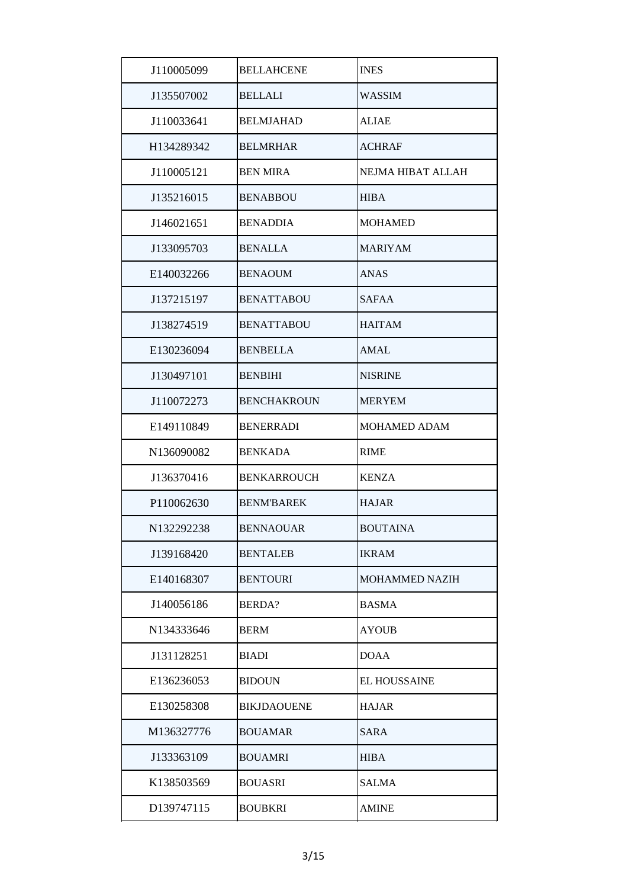| | | |
|---|---|---|
| J110005099 | BELLAHCENE | INES |
| J135507002 | BELLALI | WASSIM |
| J110033641 | BELMJAHAD | ALIAE |
| H134289342 | BELMRHAR | ACHRAF |
| J110005121 | BEN MIRA | NEJMA HIBAT ALLAH |
| J135216015 | BENABBOU | HIBA |
| J146021651 | BENADDIA | MOHAMED |
| J133095703 | BENALLA | MARIYAM |
| E140032266 | BENAOUM | ANAS |
| J137215197 | BENATTABOU | SAFAA |
| J138274519 | BENATTABOU | HAITAM |
| E130236094 | BENBELLA | AMAL |
| J130497101 | BENBIHI | NISRINE |
| J110072273 | BENCHAKROUN | MERYEM |
| E149110849 | BENERRADI | MOHAMED ADAM |
| N136090082 | BENKADA | RIME |
| J136370416 | BENKARROUCH | KENZA |
| P110062630 | BENM'BAREK | HAJAR |
| N132292238 | BENNAOUAR | BOUTAINA |
| J139168420 | BENTALEB | IKRAM |
| E140168307 | BENTOURI | MOHAMMED NAZIH |
| J140056186 | BERDA? | BASMA |
| N134333646 | BERM | AYOUB |
| J131128251 | BIADI | DOAA |
| E136236053 | BIDOUN | EL HOUSSAINE |
| E130258308 | BIKJDAOUENE | HAJAR |
| M136327776 | BOUAMAR | SARA |
| J133363109 | BOUAMRI | HIBA |
| K138503569 | BOUASRI | SALMA |
| D139747115 | BOUBKRI | AMINE |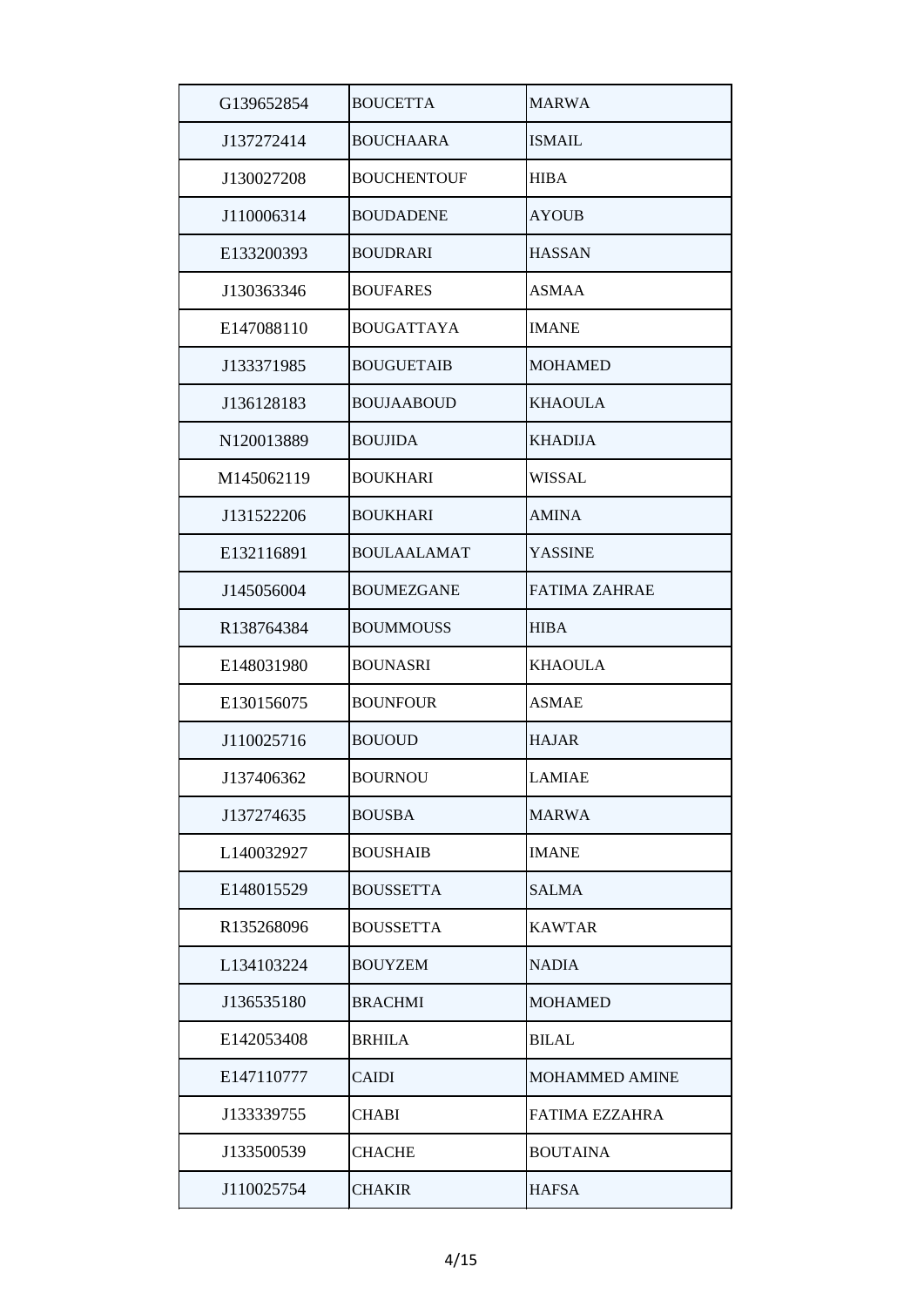| | | |
|---|---|---|
| G139652854 | BOUCETTA | MARWA |
| J137272414 | BOUCHAARA | ISMAIL |
| J130027208 | BOUCHENTOUF | HIBA |
| J110006314 | BOUDADENE | AYOUB |
| E133200393 | BOUDRARI | HASSAN |
| J130363346 | BOUFARES | ASMAA |
| E147088110 | BOUGATTAYA | IMANE |
| J133371985 | BOUGUETAIB | MOHAMED |
| J136128183 | BOUJAABOUD | KHAOULA |
| N120013889 | BOUJIDA | KHADIJA |
| M145062119 | BOUKHARI | WISSAL |
| J131522206 | BOUKHARI | AMINA |
| E132116891 | BOULAALAMAT | YASSINE |
| J145056004 | BOUMEZGANE | FATIMA ZAHRAE |
| R138764384 | BOUMMOUSS | HIBA |
| E148031980 | BOUNASRI | KHAOULA |
| E130156075 | BOUNFOUR | ASMAE |
| J110025716 | BOUOUD | HAJAR |
| J137406362 | BOURNOU | LAMIAE |
| J137274635 | BOUSBA | MARWA |
| L140032927 | BOUSHAIB | IMANE |
| E148015529 | BOUSSETTA | SALMA |
| R135268096 | BOUSSETTA | KAWTAR |
| L134103224 | BOUYZEM | NADIA |
| J136535180 | BRACHMI | MOHAMED |
| E142053408 | BRHILA | BILAL |
| E147110777 | CAIDI | MOHAMMED AMINE |
| J133339755 | CHABI | FATIMA EZZAHRA |
| J133500539 | CHACHE | BOUTAINA |
| J110025754 | CHAKIR | HAFSA |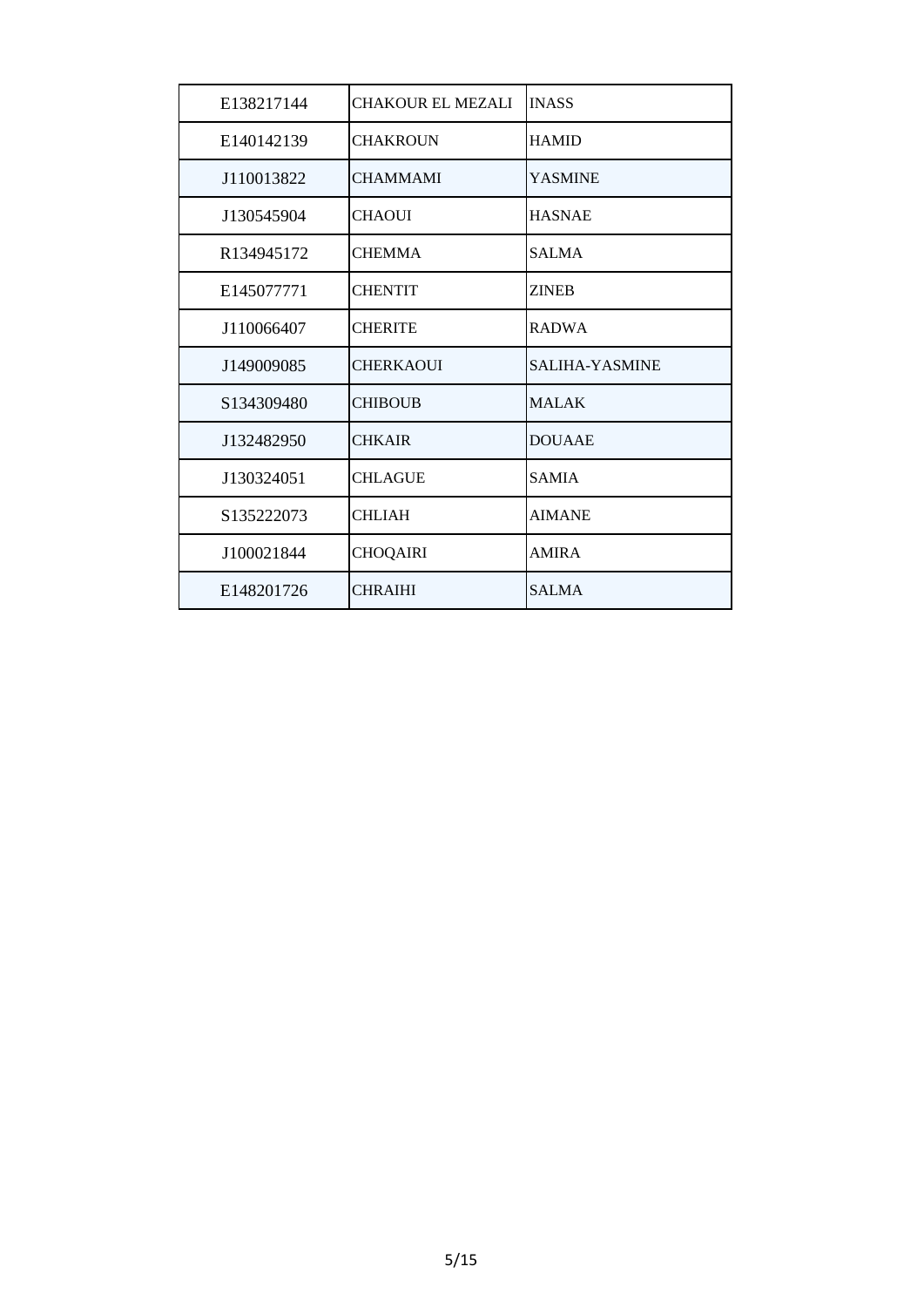| | | |
|---|---|---|
| E138217144 | CHAKOUR EL MEZALI | INASS |
| E140142139 | CHAKROUN | HAMID |
| J110013822 | CHAMMAMI | YASMINE |
| J130545904 | CHAOUI | HASNAE |
| R134945172 | CHEMMA | SALMA |
| E145077771 | CHENTIT | ZINEB |
| J110066407 | CHERITE | RADWA |
| J149009085 | CHERKAOUI | SALIHA-YASMINE |
| S134309480 | CHIBOUB | MALAK |
| J132482950 | CHKAIR | DOUAAE |
| J130324051 | CHLAGUE | SAMIA |
| S135222073 | CHLIAH | AIMANE |
| J100021844 | CHOQAIRI | AMIRA |
| E148201726 | CHRAIHI | SALMA |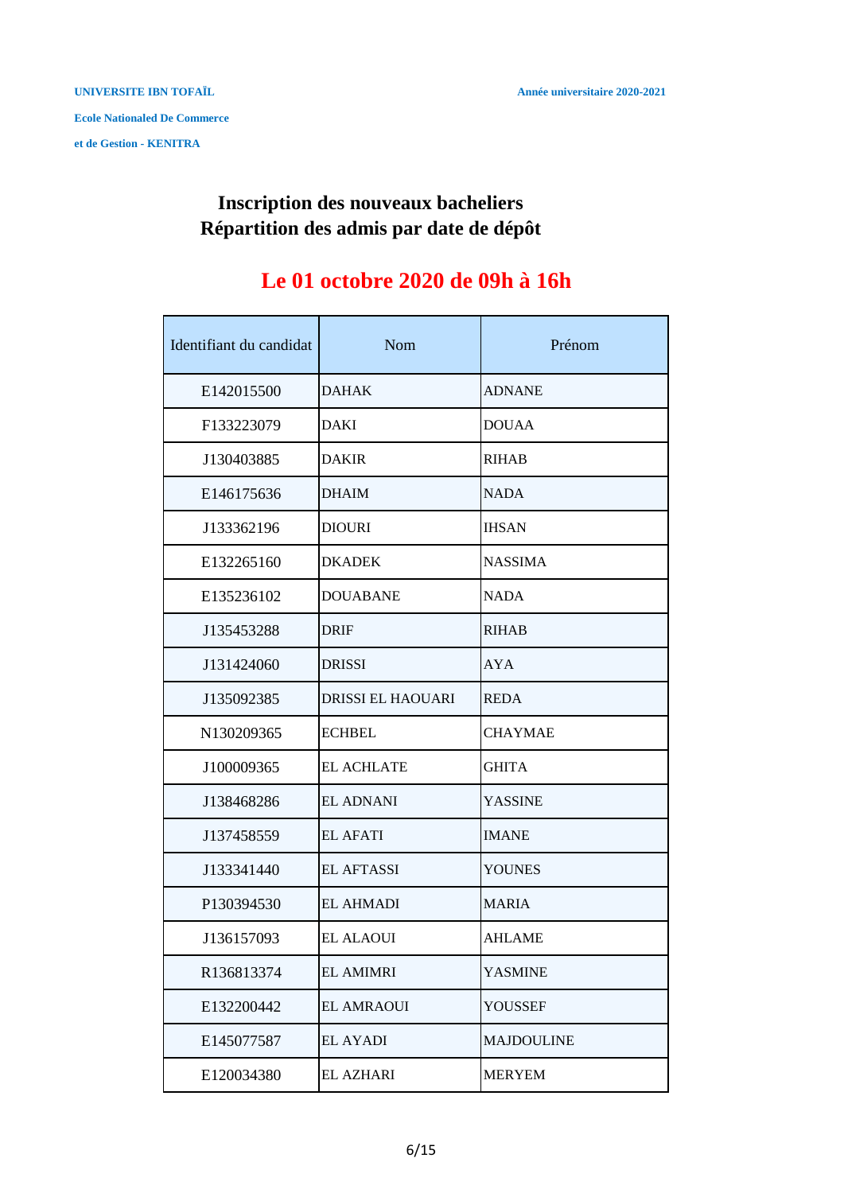**UNIVERSITE IBN TOFAÏL** **Année universitaire 2020-2021**

**Ecole Nationaled De Commerce**

**et de Gestion - KENITRA**

## Inscription des nouveaux bacheliers
## Répartition des admis par date de dépôt

# Le 01 octobre 2020 de 09h à 16h

| Identifiant du candidat | Nom | Prénom |
|---|---|---|
| E142015500 | DAHAK | ADNANE |
| F133223079 | DAKI | DOUAA |
| J130403885 | DAKIR | RIHAB |
| E146175636 | DHAIM | NADA |
| J133362196 | DIOURI | IHSAN |
| E132265160 | DKADEK | NASSIMA |
| E135236102 | DOUABANE | NADA |
| J135453288 | DRIF | RIHAB |
| J131424060 | DRISSI | AYA |
| J135092385 | DRISSI EL HAOUARI | REDA |
| N130209365 | ECHBEL | CHAYMAE |
| J100009365 | EL ACHLATE | GHITA |
| J138468286 | EL ADNANI | YASSINE |
| J137458559 | EL AFATI | IMANE |
| J133341440 | EL AFTASSI | YOUNES |
| P130394530 | EL AHMADI | MARIA |
| J136157093 | EL ALAOUI | AHLAME |
| R136813374 | EL AMIMRI | YASMINE |
| E132200442 | EL AMRAOUI | YOUSSEF |
| E145077587 | EL AYADI | MAJDOULINE |
| E120034380 | EL AZHARI | MERYEM |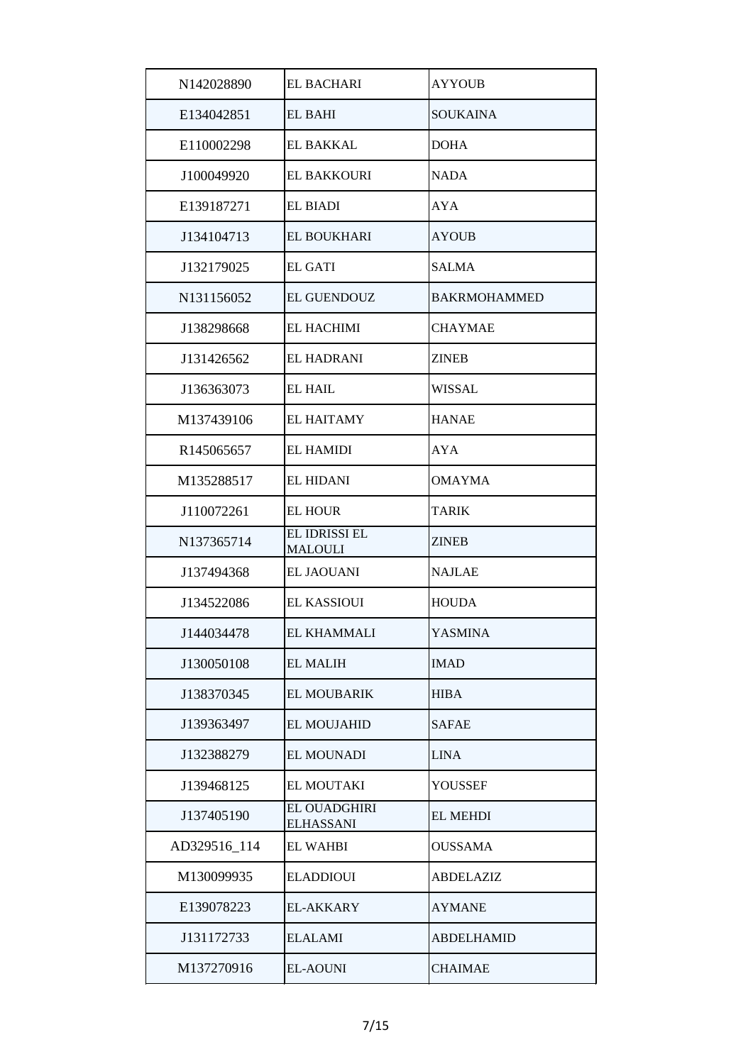| | | |
|---|---|---|
| N142028890 | EL BACHARI | AYYOUB |
| E134042851 | EL BAHI | SOUKAINA |
| E110002298 | EL BAKKAL | DOHA |
| J100049920 | EL BAKKOURI | NADA |
| E139187271 | EL BIADI | AYA |
| J134104713 | EL BOUKHARI | AYOUB |
| J132179025 | EL GATI | SALMA |
| N131156052 | EL GUENDOUZ | BAKRMOHAMMED |
| J138298668 | EL HACHIMI | CHAYMAE |
| J131426562 | EL HADRANI | ZINEB |
| J136363073 | EL HAIL | WISSAL |
| M137439106 | EL HAITAMY | HANAE |
| R145065657 | EL HAMIDI | AYA |
| M135288517 | EL HIDANI | OMAYMA |
| J110072261 | EL HOUR | TARIK |
| N137365714 | EL IDRISSI EL MALOULI | ZINEB |
| J137494368 | EL JAOUANI | NAJLAE |
| J134522086 | EL KASSIOUI | HOUDA |
| J144034478 | EL KHAMMALI | YASMINA |
| J130050108 | EL MALIH | IMAD |
| J138370345 | EL MOUBARIK | HIBA |
| J139363497 | EL MOUJAHID | SAFAE |
| J132388279 | EL MOUNADI | LINA |
| J139468125 | EL MOUTAKI | YOUSSEF |
| J137405190 | EL OUADGHIRI ELHASSANI | EL MEHDI |
| AD329516_114 | EL WAHBI | OUSSAMA |
| M130099935 | ELADDIOUI | ABDELAZIZ |
| E139078223 | EL-AKKARY | AYMANE |
| J131172733 | ELALAMI | ABDELHAMID |
| M137270916 | EL-AOUNI | CHAIMAE |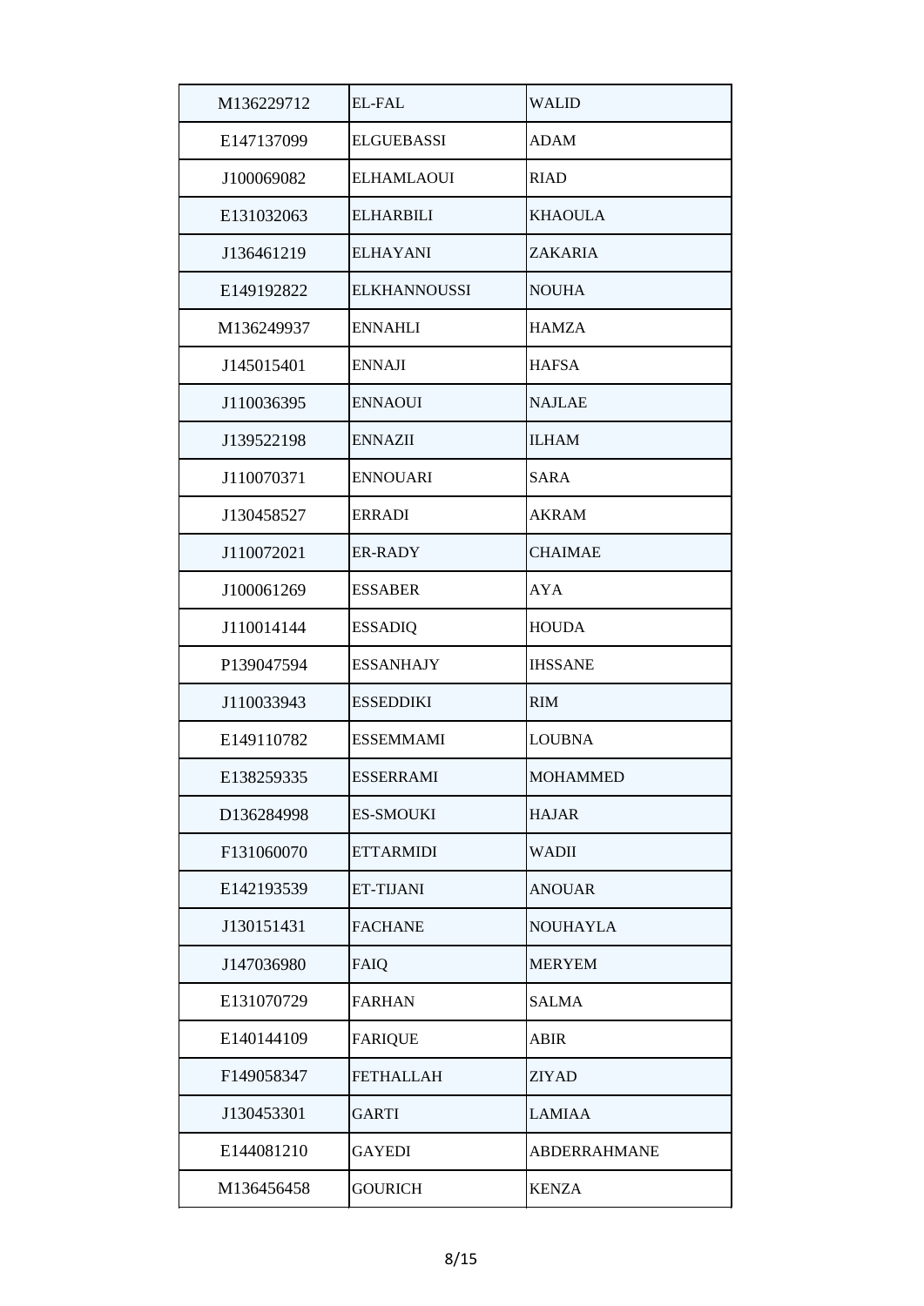| | | |
|---|---|---|
| M136229712 | EL-FAL | WALID |
| E147137099 | ELGUEBASSI | ADAM |
| J100069082 | ELHAMLAOUI | RIAD |
| E131032063 | ELHARBILI | KHAOULA |
| J136461219 | ELHAYANI | ZAKARIA |
| E149192822 | ELKHANNOUSSI | NOUHA |
| M136249937 | ENNAHLI | HAMZA |
| J145015401 | ENNAJI | HAFSA |
| J110036395 | ENNAOUI | NAJLAE |
| J139522198 | ENNAZII | ILHAM |
| J110070371 | ENNOUARI | SARA |
| J130458527 | ERRADI | AKRAM |
| J110072021 | ER-RADY | CHAIMAE |
| J100061269 | ESSABER | AYA |
| J110014144 | ESSADIQ | HOUDA |
| P139047594 | ESSANHAJY | IHSSANE |
| J110033943 | ESSEDDIKI | RIM |
| E149110782 | ESSEMMAMI | LOUBNA |
| E138259335 | ESSERRAMI | MOHAMMED |
| D136284998 | ES-SMOUKI | HAJAR |
| F131060070 | ETTARMIDI | WADII |
| E142193539 | ET-TIJANI | ANOUAR |
| J130151431 | FACHANE | NOUHAYLA |
| J147036980 | FAIQ | MERYEM |
| E131070729 | FARHAN | SALMA |
| E140144109 | FARIQUE | ABIR |
| F149058347 | FETHALLAH | ZIYAD |
| J130453301 | GARTI | LAMIAA |
| E144081210 | GAYEDI | ABDERRAHMANE |
| M136456458 | GOURICH | KENZA |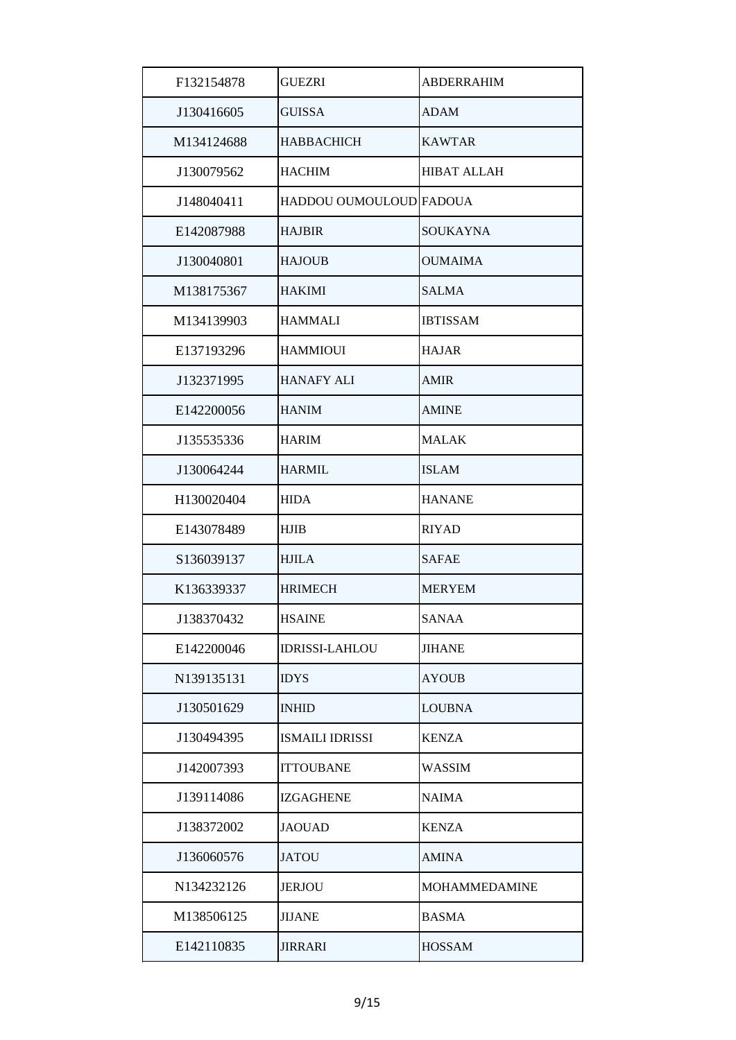| | | |
|---|---|---|
| F132154878 | GUEZRI | ABDERRAHIM |
| J130416605 | GUISSA | ADAM |
| M134124688 | HABBACHICH | KAWTAR |
| J130079562 | HACHIM | HIBAT ALLAH |
| J148040411 | HADDOU OUMOULOUD | FADOUA |
| E142087988 | HAJBIR | SOUKAYNA |
| J130040801 | HAJOUB | OUMAIMA |
| M138175367 | HAKIMI | SALMA |
| M134139903 | HAMMALI | IBTISSAM |
| E137193296 | HAMMIOUI | HAJAR |
| J132371995 | HANAFY ALI | AMIR |
| E142200056 | HANIM | AMINE |
| J135535336 | HARIM | MALAK |
| J130064244 | HARMIL | ISLAM |
| H130020404 | HIDA | HANANE |
| E143078489 | HJIB | RIYAD |
| S136039137 | HJILA | SAFAE |
| K136339337 | HRIMECH | MERYEM |
| J138370432 | HSAINE | SANAA |
| E142200046 | IDRISSI-LAHLOU | JIHANE |
| N139135131 | IDYS | AYOUB |
| J130501629 | INHID | LOUBNA |
| J130494395 | ISMAILI IDRISSI | KENZA |
| J142007393 | ITTOUBANE | WASSIM |
| J139114086 | IZGAGHENE | NAIMA |
| J138372002 | JAOUAD | KENZA |
| J136060576 | JATOU | AMINA |
| N134232126 | JERJOU | MOHAMMEDAMINE |
| M138506125 | JIJANE | BASMA |
| E142110835 | JIRRARI | HOSSAM |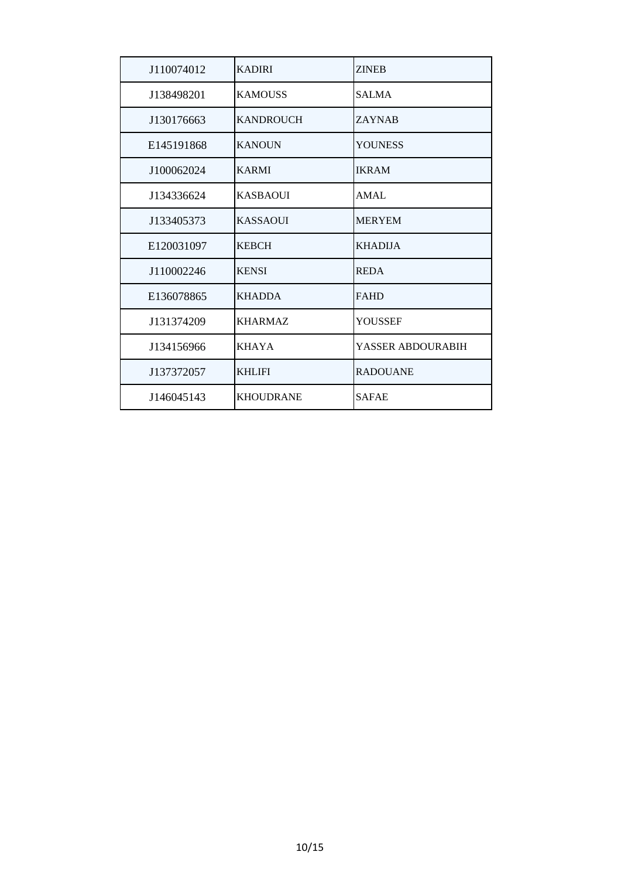| | | |
|---|---|---|
| J110074012 | KADIRI | ZINEB |
| J138498201 | KAMOUSS | SALMA |
| J130176663 | KANDROUCH | ZAYNAB |
| E145191868 | KANOUN | YOUNESS |
| J100062024 | KARMI | IKRAM |
| J134336624 | KASBAOUI | AMAL |
| J133405373 | KASSAOUI | MERYEM |
| E120031097 | KEBCH | KHADIJA |
| J110002246 | KENSI | REDA |
| E136078865 | KHADDA | FAHD |
| J131374209 | KHARMAZ | YOUSSEF |
| J134156966 | KHAYA | YASSER ABDOURABIH |
| J137372057 | KHLIFI | RADOUANE |
| J146045143 | KHOUDRANE | SAFAE |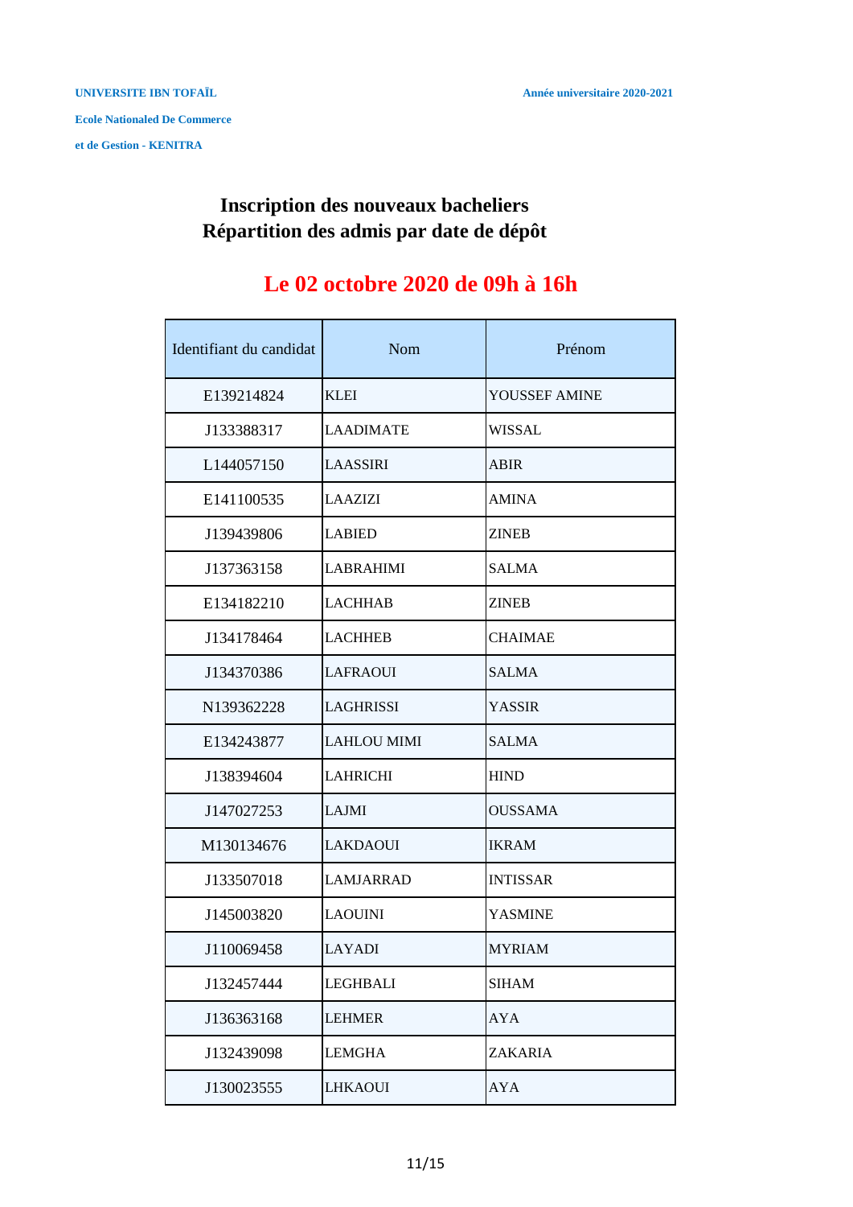**UNIVERSITE IBN TOFAÏL** **Année universitaire 2020-2021**

**Ecole Nationaled De Commerce**

**et de Gestion - KENITRA**

# Inscription des nouveaux bacheliers
# Répartition des admis par date de dépôt

## Le 02 octobre 2020 de 09h à 16h

| Identifiant du candidat | Nom | Prénom |
|---|---|---|
| E139214824 | KLEI | YOUSSEF AMINE |
| J133388317 | LAADIMATE | WISSAL |
| L144057150 | LAASSIRI | ABIR |
| E141100535 | LAAZIZI | AMINA |
| J139439806 | LABIED | ZINEB |
| J137363158 | LABRAHIMI | SALMA |
| E134182210 | LACHHAB | ZINEB |
| J134178464 | LACHHEB | CHAIMAE |
| J134370386 | LAFRAOUI | SALMA |
| N139362228 | LAGHRISSI | YASSIR |
| E134243877 | LAHLOU MIMI | SALMA |
| J138394604 | LAHRICHI | HIND |
| J147027253 | LAJMI | OUSSAMA |
| M130134676 | LAKDAOUI | IKRAM |
| J133507018 | LAMJARRAD | INTISSAR |
| J145003820 | LAOUINI | YASMINE |
| J110069458 | LAYADI | MYRIAM |
| J132457444 | LEGHBALI | SIHAM |
| J136363168 | LEHMER | AYA |
| J132439098 | LEMGHA | ZAKARIA |
| J130023555 | LHKAOUI | AYA |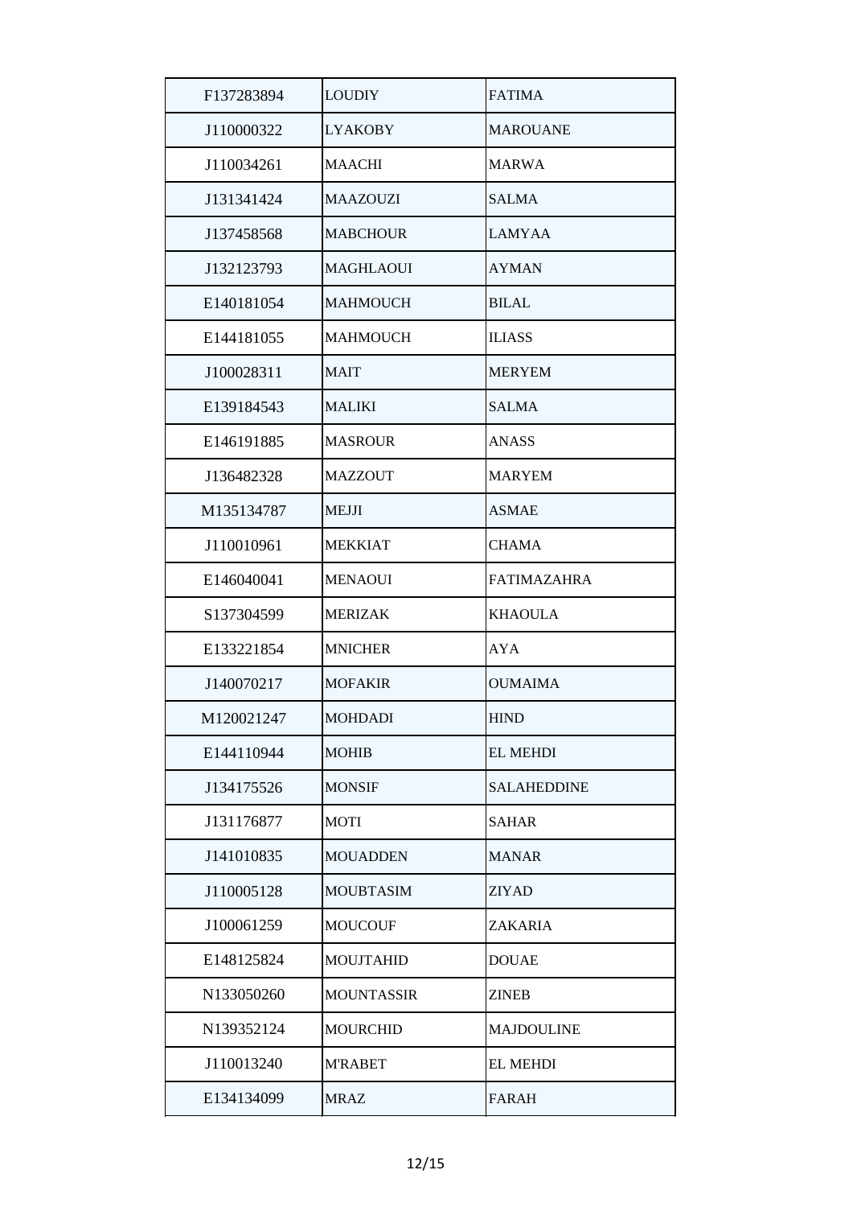| | | |
|---|---|---|
| F137283894 | LOUDIY | FATIMA |
| J110000322 | LYAKOBY | MAROUANE |
| J110034261 | MAACHI | MARWA |
| J131341424 | MAAZOUZI | SALMA |
| J137458568 | MABCHOUR | LAMYAA |
| J132123793 | MAGHLAOUI | AYMAN |
| E140181054 | MAHMOUCH | BILAL |
| E144181055 | MAHMOUCH | ILIASS |
| J100028311 | MAIT | MERYEM |
| E139184543 | MALIKI | SALMA |
| E146191885 | MASROUR | ANASS |
| J136482328 | MAZZOUT | MARYEM |
| M135134787 | MEJJI | ASMAE |
| J110010961 | MEKKIAT | CHAMA |
| E146040041 | MENAOUI | FATIMAZAHRA |
| S137304599 | MERIZAK | KHAOULA |
| E133221854 | MNICHER | AYA |
| J140070217 | MOFAKIR | OUMAIMA |
| M120021247 | MOHDADI | HIND |
| E144110944 | MOHIB | EL MEHDI |
| J134175526 | MONSIF | SALAHEDDINE |
| J131176877 | MOTI | SAHAR |
| J141010835 | MOUADDEN | MANAR |
| J110005128 | MOUBTASIM | ZIYAD |
| J100061259 | MOUCOUF | ZAKARIA |
| E148125824 | MOUJTAHID | DOUAE |
| N133050260 | MOUNTASSIR | ZINEB |
| N139352124 | MOURCHID | MAJDOULINE |
| J110013240 | M'RABET | EL MEHDI |
| E134134099 | MRAZ | FARAH |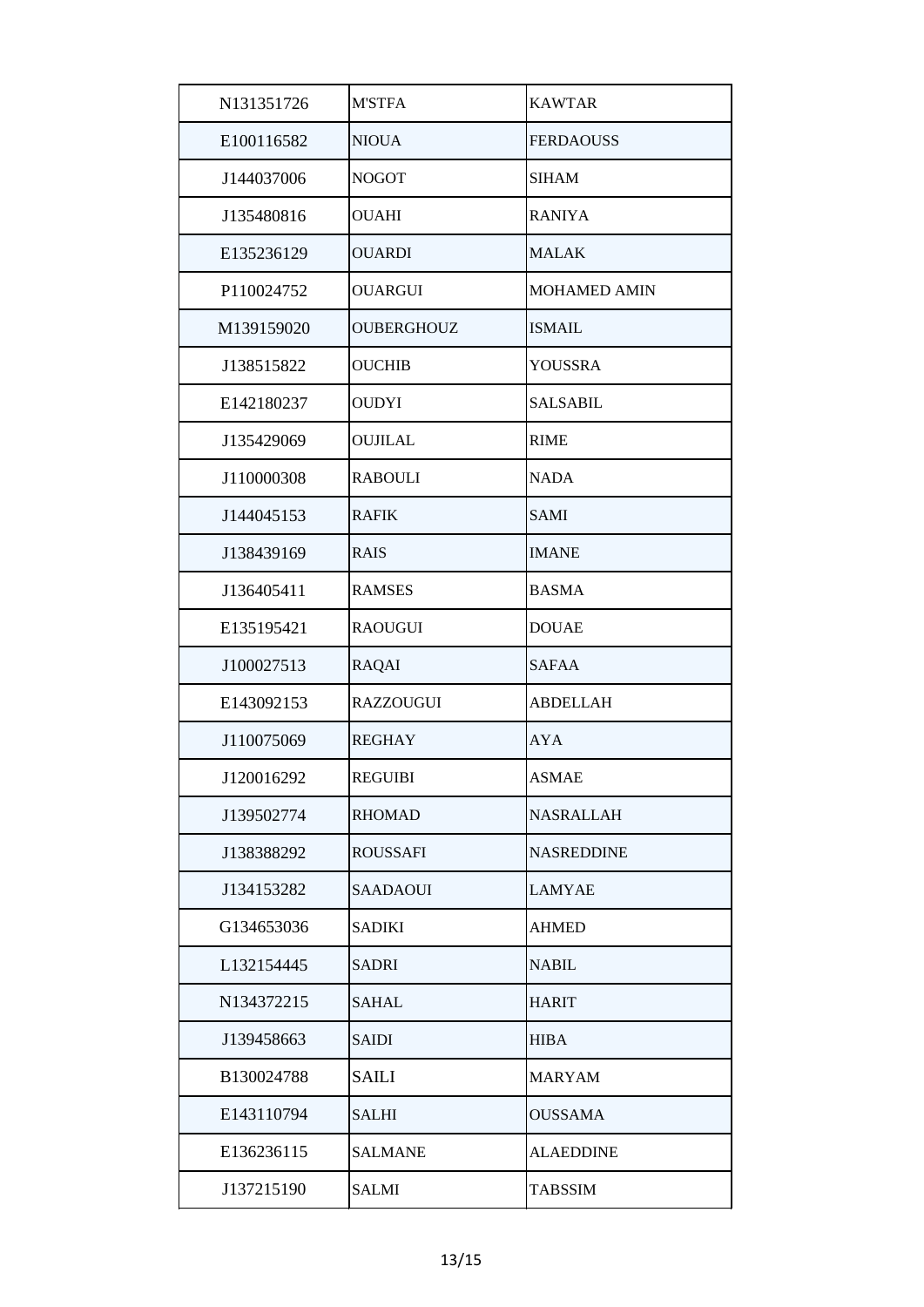| | | |
|---|---|---|
| N131351726 | M'STFA | KAWTAR |
| E100116582 | NIOUA | FERDAOUSS |
| J144037006 | NOGOT | SIHAM |
| J135480816 | OUAHI | RANIYA |
| E135236129 | OUARDI | MALAK |
| P110024752 | OUARGUI | MOHAMED AMIN |
| M139159020 | OUBERGHOUZ | ISMAIL |
| J138515822 | OUCHIB | YOUSSRA |
| E142180237 | OUDYI | SALSABIL |
| J135429069 | OUJILAL | RIME |
| J110000308 | RABOULI | NADA |
| J144045153 | RAFIK | SAMI |
| J138439169 | RAIS | IMANE |
| J136405411 | RAMSES | BASMA |
| E135195421 | RAOUGUI | DOUAE |
| J100027513 | RAQAI | SAFAA |
| E143092153 | RAZZOUGUI | ABDELLAH |
| J110075069 | REGHAY | AYA |
| J120016292 | REGUIBI | ASMAE |
| J139502774 | RHOMAD | NASRALLAH |
| J138388292 | ROUSSAFI | NASREDDINE |
| J134153282 | SAADAOUI | LAMYAE |
| G134653036 | SADIKI | AHMED |
| L132154445 | SADRI | NABIL |
| N134372215 | SAHAL | HARIT |
| J139458663 | SAIDI | HIBA |
| B130024788 | SAILI | MARYAM |
| E143110794 | SALHI | OUSSAMA |
| E136236115 | SALMANE | ALAEDDINE |
| J137215190 | SALMI | TABSSIM |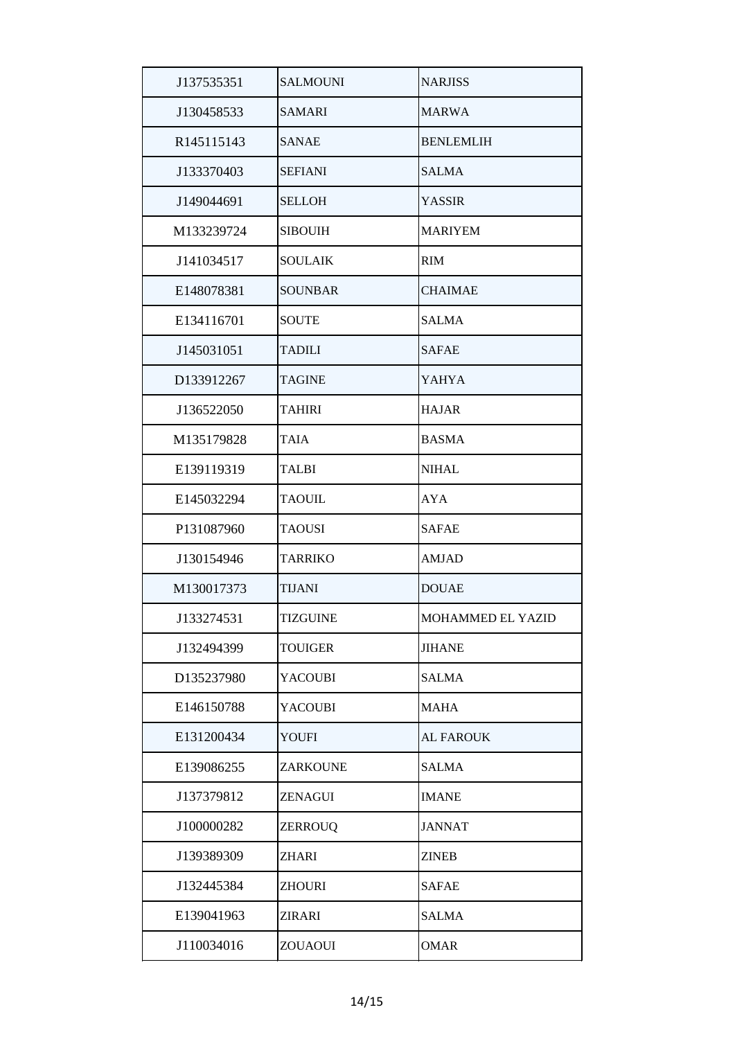| | | |
|---|---|---|
| J137535351 | SALMOUNI | NARJISS |
| J130458533 | SAMARI | MARWA |
| R145115143 | SANAE | BENLEMLIH |
| J133370403 | SEFIANI | SALMA |
| J149044691 | SELLOH | YASSIR |
| M133239724 | SIBOUIH | MARIYEM |
| J141034517 | SOULAIK | RIM |
| E148078381 | SOUNBAR | CHAIMAE |
| E134116701 | SOUTE | SALMA |
| J145031051 | TADILI | SAFAE |
| D133912267 | TAGINE | YAHYA |
| J136522050 | TAHIRI | HAJAR |
| M135179828 | TAIA | BASMA |
| E139119319 | TALBI | NIHAL |
| E145032294 | TAOUIL | AYA |
| P131087960 | TAOUSI | SAFAE |
| J130154946 | TARRIKO | AMJAD |
| M130017373 | TIJANI | DOUAE |
| J133274531 | TIZGUINE | MOHAMMED EL YAZID |
| J132494399 | TOUIGER | JIHANE |
| D135237980 | YACOUBI | SALMA |
| E146150788 | YACOUBI | MAHA |
| E131200434 | YOUFI | AL FAROUK |
| E139086255 | ZARKOUNE | SALMA |
| J137379812 | ZENAGUI | IMANE |
| J100000282 | ZERROUQ | JANNAT |
| J139389309 | ZHARI | ZINEB |
| J132445384 | ZHOURI | SAFAE |
| E139041963 | ZIRARI | SALMA |
| J110034016 | ZOUAOUI | OMAR |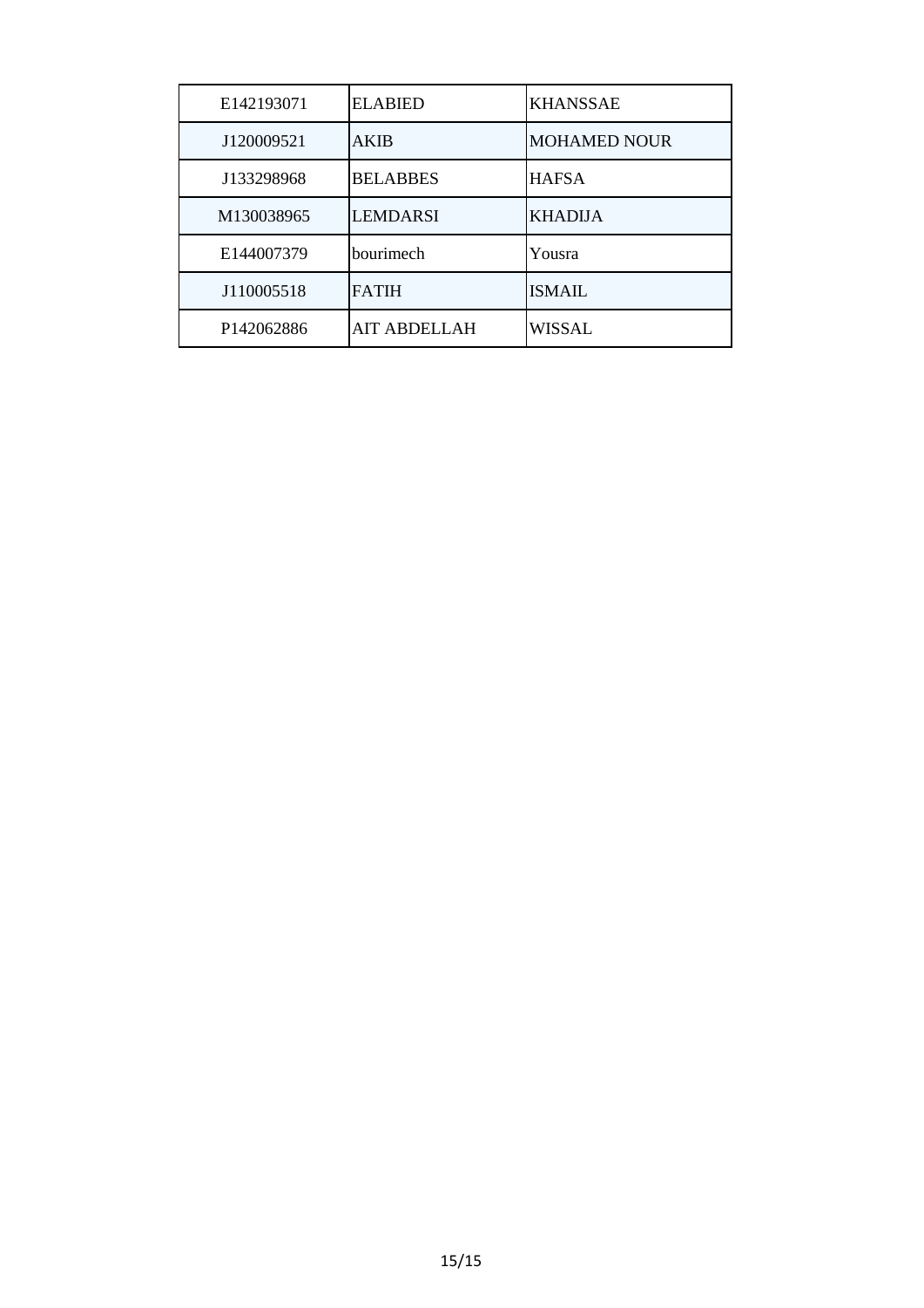| | | |
|---|---|---|
| E142193071 | ELABIED | KHANSSAE |
| J120009521 | AKIB | MOHAMED NOUR |
| J133298968 | BELABBES | HAFSA |
| M130038965 | LEMDARSI | KHADIJA |
| E144007379 | bourimech | Yousra |
| J110005518 | FATIH | ISMAIL |
| P142062886 | AIT ABDELLAH | WISSAL |